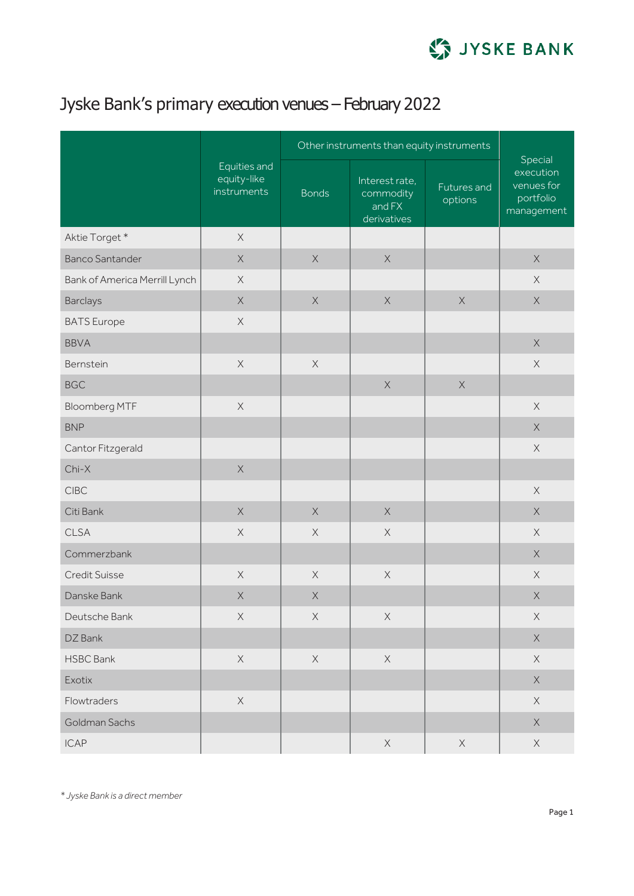# Jyske Bank's primary execution venues – February 2022

| | Equities and equity-like instruments | Other instruments than equity instruments | | | Special execution venues for portfolio management |
|---|---|---|---|---|---|
| | | Bonds | Interest rate, commodity and FX derivatives | Futures and options | |
| Aktie Torget * | X | | | | |
| Banco Santander | X | X | X | | X |
| Bank of America Merrill Lynch | X | | | | X |
| Barclays | X | X | X | X | X |
| BATS Europe | X | | | | |
| BBVA | | | | | X |
| Bernstein | X | X | | | X |
| BGC | | | X | X | |
| Bloomberg MTF | X | | | | X |
| BNP | | | | | X |
| Cantor Fitzgerald | | | | | X |
| Chi-X | X | | | | |
| CIBC | | | | | X |
| Citi Bank | X | X | X | | X |
| CLSA | X | X | X | | X |
| Commerzbank | | | | | X |
| Credit Suisse | X | X | X | | X |
| Danske Bank | X | X | | | X |
| Deutsche Bank | X | X | X | | X |
| DZ Bank | | | | | X |
| HSBC Bank | X | X | X | | X |
| Exotix | | | | | X |
| Flowtraders | X | | | | X |
| Goldman Sachs | | | | | X |
| ICAP | | | X | X | X |

*\* Jyske Bank is a direct member*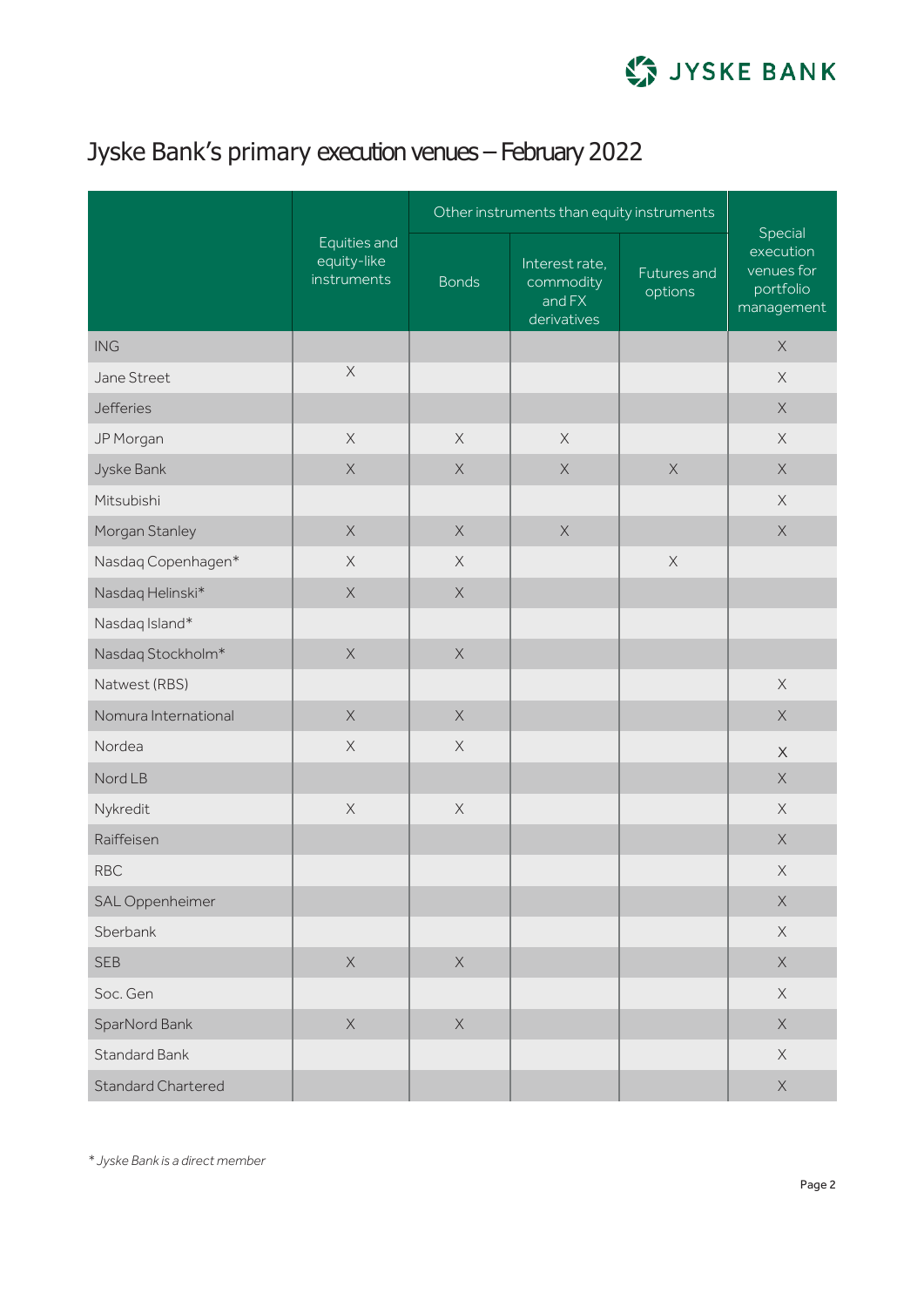# Jyske Bank's primary execution venues – February 2022

| | Equities and equity-like instruments | Other instruments than equity instruments | | | Special execution venues for portfolio management |
|---|---|---|---|---|---|
| | | Bonds | Interest rate, commodity and FX derivatives | Futures and options | |
| ING | | | | | X |
| Jane Street | X | | | | X |
| Jefferies | | | | | X |
| JP Morgan | X | X | X | | X |
| Jyske Bank | X | X | X | X | X |
| Mitsubishi | | | | | X |
| Morgan Stanley | X | X | X | | X |
| Nasdaq Copenhagen* | X | X | | X | |
| Nasdaq Helinski* | X | X | | | |
| Nasdaq Island* | | | | | |
| Nasdaq Stockholm* | X | X | | | |
| Natwest (RBS) | | | | | X |
| Nomura International | X | X | | | X |
| Nordea | X | X | | | X |
| Nord LB | | | | | X |
| Nykredit | X | X | | | X |
| Raiffeisen | | | | | X |
| RBC | | | | | X |
| SAL Oppenheimer | | | | | X |
| Sberbank | | | | | X |
| SEB | X | X | | | X |
| Soc. Gen | | | | | X |
| SparNord Bank | X | X | | | X |
| Standard Bank | | | | | X |
| Standard Chartered | | | | | X |

*\* Jyske Bank is a direct member*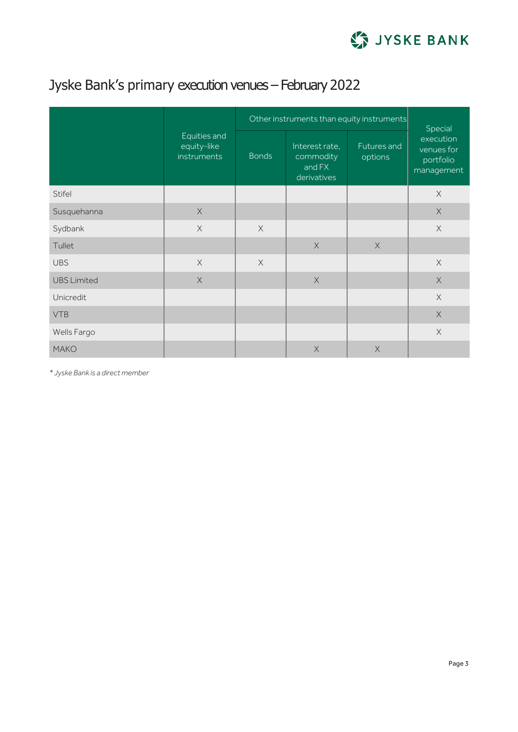# Jyske Bank's primary execution venues – February 2022

| | Equities and equity-like instruments | Other instruments than equity instruments | | | Special execution venues for portfolio management |
|---|---|---|---|---|---|
| | | Bonds | Interest rate, commodity and FX derivatives | Futures and options | |
| Stifel | | | | | X |
| Susquehanna | X | | | | X |
| Sydbank | X | X | | | X |
| Tullet | | | X | X | |
| UBS | X | X | | | X |
| UBS Limited | X | | X | | X |
| Unicredit | | | | | X |
| VTB | | | | | X |
| Wells Fargo | | | | | X |
| MAKO | | | X | X | |

*\* Jyske Bank is a direct member*